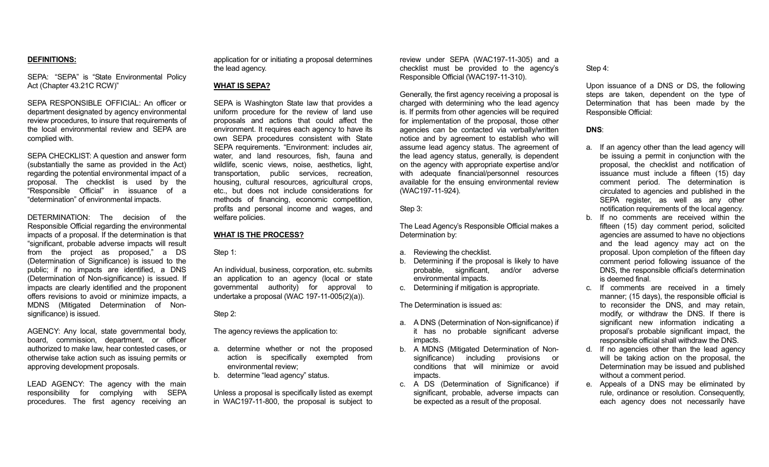**DEFINITIONS:**

SEPA: "SEPA" is "State Environmental Policy Act (Chapter 43.21C RCW)"

SEPA RESPONSIBLE OFFICIAL: An officer or department designated by agency environmental review procedures, to insure that requirements of the local environmental review and SEPA are complied with.

SEPA CHECKLIST: A question and answer form (substantially the same as provided in the Act) regarding the potential environmental impact of a proposal. The checklist is used by the "Responsible Official" in issuance of a "determination" of environmental impacts.

DETERMINATION: The decision of the Responsible Official regarding the environmental impacts of a proposal. If the determination is that "significant, probable adverse impacts will result from the project as proposed," a DS (Determination of Significance) is issued to the public; if no impacts are identified, a DNS (Determination of Non-significance) is issued. If impacts are clearly identified and the proponent offers revisions to avoid or minimize impacts, a MDNS (Mitigated Determination of Non-significance) is issued.

AGENCY: Any local, state governmental body, board, commission, department, or officer authorized to make law, hear contested cases, or otherwise take action such as issuing permits or approving development proposals.

LEAD AGENCY: The agency with the main responsibility for complying with SEPA procedures. The first agency receiving an application for or initiating a proposal determines the lead agency.

**WHAT IS SEPA?**

SEPA is Washington State law that provides a uniform procedure for the review of land use proposals and actions that could affect the environment. It requires each agency to have its own SEPA procedures consistent with State SEPA requirements. "Environment: includes air, water, and land resources, fish, fauna and wildlife, scenic views, noise, aesthetics, light, transportation, public services, recreation, housing, cultural resources, agricultural crops, etc., but does not include considerations for methods of financing, economic competition, profits and personal income and wages, and welfare policies.

**WHAT IS THE PROCESS?**

Step 1:

An individual, business, corporation, etc. submits an application to an agency (local or state governmental authority) for approval to undertake a proposal (WAC 197-11-005(2)(a)).

Step 2:

The agency reviews the application to:

a. determine whether or not the proposed action is specifically exempted from environmental review;
b. determine "lead agency" status.

Unless a proposal is specifically listed as exempt in WAC197-11-800, the proposal is subject to review under SEPA (WAC197-11-305) and a checklist must be provided to the agency's Responsible Official (WAC197-11-310).

Generally, the first agency receiving a proposal is charged with determining who the lead agency is. If permits from other agencies will be required for implementation of the proposal, those other agencies can be contacted via verbally/written notice and by agreement to establish who will assume lead agency status. The agreement of the lead agency status, generally, is dependent on the agency with appropriate expertise and/or with adequate financial/personnel resources available for the ensuing environmental review (WAC197-11-924).

Step 3:

The Lead Agency's Responsible Official makes a Determination by:

a. Reviewing the checklist.
b. Determining if the proposal is likely to have probable, significant, and/or adverse environmental impacts.
c. Determining if mitigation is appropriate.

The Determination is issued as:

a. A DNS (Determination of Non-significance) if it has no probable significant adverse impacts.
b. A MDNS (Mitigated Determination of Non-significance) including provisions or conditions that will minimize or avoid impacts.
c. A DS (Determination of Significance) if significant, probable, adverse impacts can be expected as a result of the proposal.

Step 4:

Upon issuance of a DNS or DS, the following steps are taken, dependent on the type of Determination that has been made by the Responsible Official:

**DNS**:

a. If an agency other than the lead agency will be issuing a permit in conjunction with the proposal, the checklist and notification of issuance must include a fifteen (15) day comment period. The determination is circulated to agencies and published in the SEPA register, as well as any other notification requirements of the local agency.
b. If no comments are received within the fifteen (15) day comment period, solicited agencies are assumed to have no objections and the lead agency may act on the proposal. Upon completion of the fifteen day comment period following issuance of the DNS, the responsible official's determination is deemed final.
c. If comments are received in a timely manner; (15 days), the responsible official is to reconsider the DNS, and may retain, modify, or withdraw the DNS. If there is significant new information indicating a proposal's probable significant impact, the responsible official shall withdraw the DNS.
d. If no agencies other than the lead agency will be taking action on the proposal, the Determination may be issued and published without a comment period.
e. Appeals of a DNS may be eliminated by rule, ordinance or resolution. Consequently, each agency does not necessarily have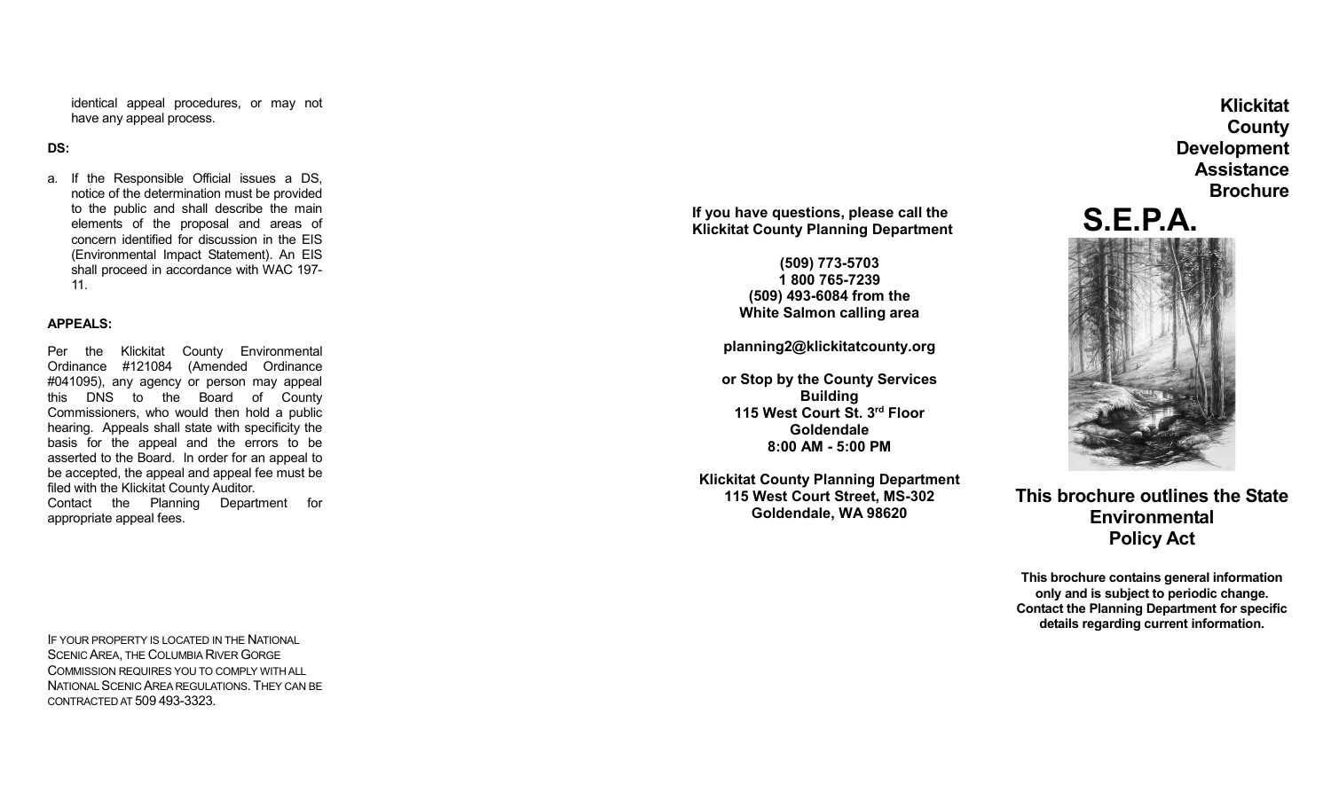identical appeal procedures, or may not have any appeal process.

**DS:**

a. If the Responsible Official issues a DS, notice of the determination must be provided to the public and shall describe the main elements of the proposal and areas of concern identified for discussion in the EIS (Environmental Impact Statement). An EIS shall proceed in accordance with WAC 197-11.

**APPEALS:**

Per the Klickitat County Environmental Ordinance #121084 (Amended Ordinance #041095), any agency or person may appeal this DNS to the Board of County Commissioners, who would then hold a public hearing. Appeals shall state with specificity the basis for the appeal and the errors to be asserted to the Board. In order for an appeal to be accepted, the appeal and appeal fee must be filed with the Klickitat County Auditor.
Contact the Planning Department for appropriate appeal fees.

IF YOUR PROPERTY IS LOCATED IN THE NATIONAL SCENIC AREA, THE COLUMBIA RIVER GORGE COMMISSION REQUIRES YOU TO COMPLY WITH ALL NATIONAL SCENIC AREA REGULATIONS. THEY CAN BE CONTRACTED AT 509 493-3323.

**If you have questions, please call the Klickitat County Planning Department**

**(509) 773-5703**
**1 800 765-7239**
**(509) 493-6084 from the White Salmon calling area**

**planning2@klickitatcounty.org**

**or Stop by the County Services Building**
**115 West Court St. 3rd Floor**
**Goldendale**
**8:00 AM - 5:00 PM**

**Klickitat County Planning Department**
**115 West Court Street, MS-302**
**Goldendale, WA 98620**

**Klickitat County Development Assistance Brochure**

# S.E.P.A.

## This brochure outlines the State Environmental Policy Act

**This brochure contains general information only and is subject to periodic change. Contact the Planning Department for specific details regarding current information.**